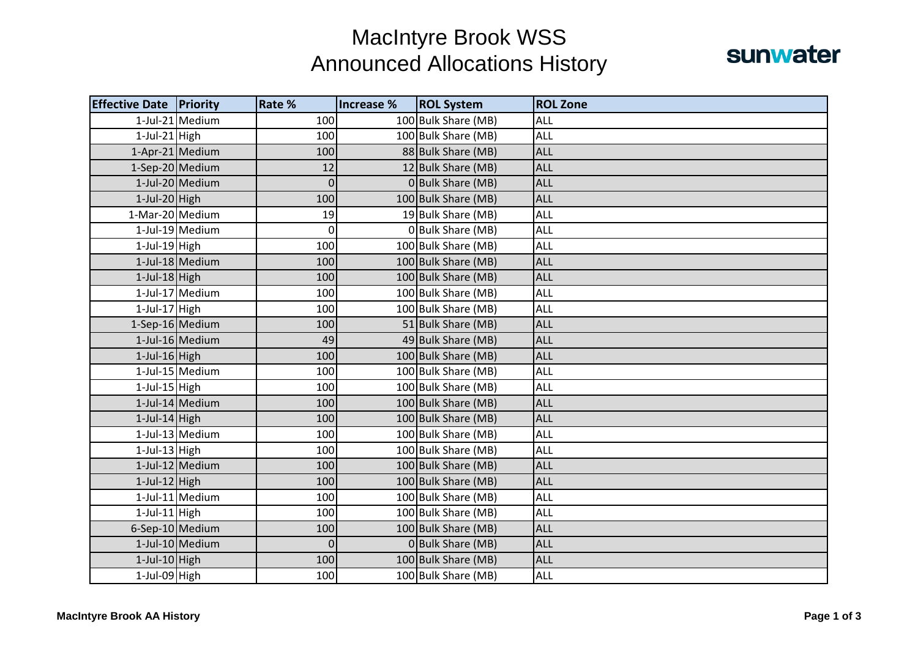# MacIntyre Brook WSS
# Announced Allocations History

sunwater

| Effective Date | Priority | Rate % | Increase % | ROL System | ROL Zone |
|---|---|---|---|---|---|
| 1-Jul-21 | Medium | 100 | 100 | Bulk Share (MB) | ALL |
| 1-Jul-21 | High | 100 | 100 | Bulk Share (MB) | ALL |
| 1-Apr-21 | Medium | 100 | 88 | Bulk Share (MB) | ALL |
| 1-Sep-20 | Medium | 12 | 12 | Bulk Share (MB) | ALL |
| 1-Jul-20 | Medium | 0 | 0 | Bulk Share (MB) | ALL |
| 1-Jul-20 | High | 100 | 100 | Bulk Share (MB) | ALL |
| 1-Mar-20 | Medium | 19 | 19 | Bulk Share (MB) | ALL |
| 1-Jul-19 | Medium | 0 | 0 | Bulk Share (MB) | ALL |
| 1-Jul-19 | High | 100 | 100 | Bulk Share (MB) | ALL |
| 1-Jul-18 | Medium | 100 | 100 | Bulk Share (MB) | ALL |
| 1-Jul-18 | High | 100 | 100 | Bulk Share (MB) | ALL |
| 1-Jul-17 | Medium | 100 | 100 | Bulk Share (MB) | ALL |
| 1-Jul-17 | High | 100 | 100 | Bulk Share (MB) | ALL |
| 1-Sep-16 | Medium | 100 | 51 | Bulk Share (MB) | ALL |
| 1-Jul-16 | Medium | 49 | 49 | Bulk Share (MB) | ALL |
| 1-Jul-16 | High | 100 | 100 | Bulk Share (MB) | ALL |
| 1-Jul-15 | Medium | 100 | 100 | Bulk Share (MB) | ALL |
| 1-Jul-15 | High | 100 | 100 | Bulk Share (MB) | ALL |
| 1-Jul-14 | Medium | 100 | 100 | Bulk Share (MB) | ALL |
| 1-Jul-14 | High | 100 | 100 | Bulk Share (MB) | ALL |
| 1-Jul-13 | Medium | 100 | 100 | Bulk Share (MB) | ALL |
| 1-Jul-13 | High | 100 | 100 | Bulk Share (MB) | ALL |
| 1-Jul-12 | Medium | 100 | 100 | Bulk Share (MB) | ALL |
| 1-Jul-12 | High | 100 | 100 | Bulk Share (MB) | ALL |
| 1-Jul-11 | Medium | 100 | 100 | Bulk Share (MB) | ALL |
| 1-Jul-11 | High | 100 | 100 | Bulk Share (MB) | ALL |
| 6-Sep-10 | Medium | 100 | 100 | Bulk Share (MB) | ALL |
| 1-Jul-10 | Medium | 0 | 0 | Bulk Share (MB) | ALL |
| 1-Jul-10 | High | 100 | 100 | Bulk Share (MB) | ALL |
| 1-Jul-09 | High | 100 | 100 | Bulk Share (MB) | ALL |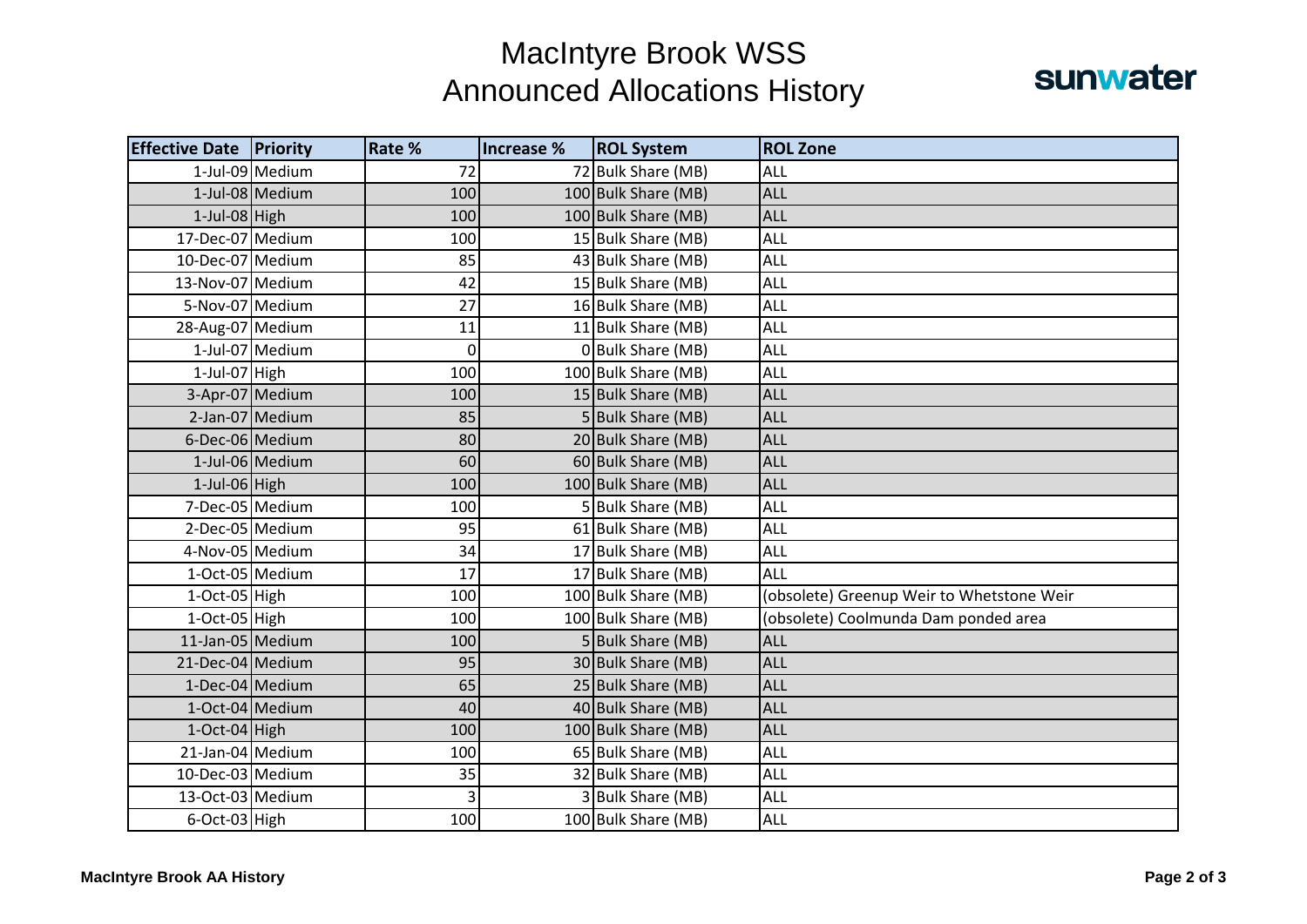# MacIntyre Brook WSS
## Announced Allocations History

sunwater

| Effective Date | Priority | Rate % | Increase % | ROL System | ROL Zone |
|---|---|---|---|---|---|
| 1-Jul-09 | Medium | 72 | 72 | Bulk Share (MB) | ALL |
| 1-Jul-08 | Medium | 100 | 100 | Bulk Share (MB) | ALL |
| 1-Jul-08 | High | 100 | 100 | Bulk Share (MB) | ALL |
| 17-Dec-07 | Medium | 100 | 15 | Bulk Share (MB) | ALL |
| 10-Dec-07 | Medium | 85 | 43 | Bulk Share (MB) | ALL |
| 13-Nov-07 | Medium | 42 | 15 | Bulk Share (MB) | ALL |
| 5-Nov-07 | Medium | 27 | 16 | Bulk Share (MB) | ALL |
| 28-Aug-07 | Medium | 11 | 11 | Bulk Share (MB) | ALL |
| 1-Jul-07 | Medium | 0 | 0 | Bulk Share (MB) | ALL |
| 1-Jul-07 | High | 100 | 100 | Bulk Share (MB) | ALL |
| 3-Apr-07 | Medium | 100 | 15 | Bulk Share (MB) | ALL |
| 2-Jan-07 | Medium | 85 | 5 | Bulk Share (MB) | ALL |
| 6-Dec-06 | Medium | 80 | 20 | Bulk Share (MB) | ALL |
| 1-Jul-06 | Medium | 60 | 60 | Bulk Share (MB) | ALL |
| 1-Jul-06 | High | 100 | 100 | Bulk Share (MB) | ALL |
| 7-Dec-05 | Medium | 100 | 5 | Bulk Share (MB) | ALL |
| 2-Dec-05 | Medium | 95 | 61 | Bulk Share (MB) | ALL |
| 4-Nov-05 | Medium | 34 | 17 | Bulk Share (MB) | ALL |
| 1-Oct-05 | Medium | 17 | 17 | Bulk Share (MB) | ALL |
| 1-Oct-05 | High | 100 | 100 | Bulk Share (MB) | (obsolete) Greenup Weir to Whetstone Weir |
| 1-Oct-05 | High | 100 | 100 | Bulk Share (MB) | (obsolete) Coolmunda Dam ponded area |
| 11-Jan-05 | Medium | 100 | 5 | Bulk Share (MB) | ALL |
| 21-Dec-04 | Medium | 95 | 30 | Bulk Share (MB) | ALL |
| 1-Dec-04 | Medium | 65 | 25 | Bulk Share (MB) | ALL |
| 1-Oct-04 | Medium | 40 | 40 | Bulk Share (MB) | ALL |
| 1-Oct-04 | High | 100 | 100 | Bulk Share (MB) | ALL |
| 21-Jan-04 | Medium | 100 | 65 | Bulk Share (MB) | ALL |
| 10-Dec-03 | Medium | 35 | 32 | Bulk Share (MB) | ALL |
| 13-Oct-03 | Medium | 3 | 3 | Bulk Share (MB) | ALL |
| 6-Oct-03 | High | 100 | 100 | Bulk Share (MB) | ALL |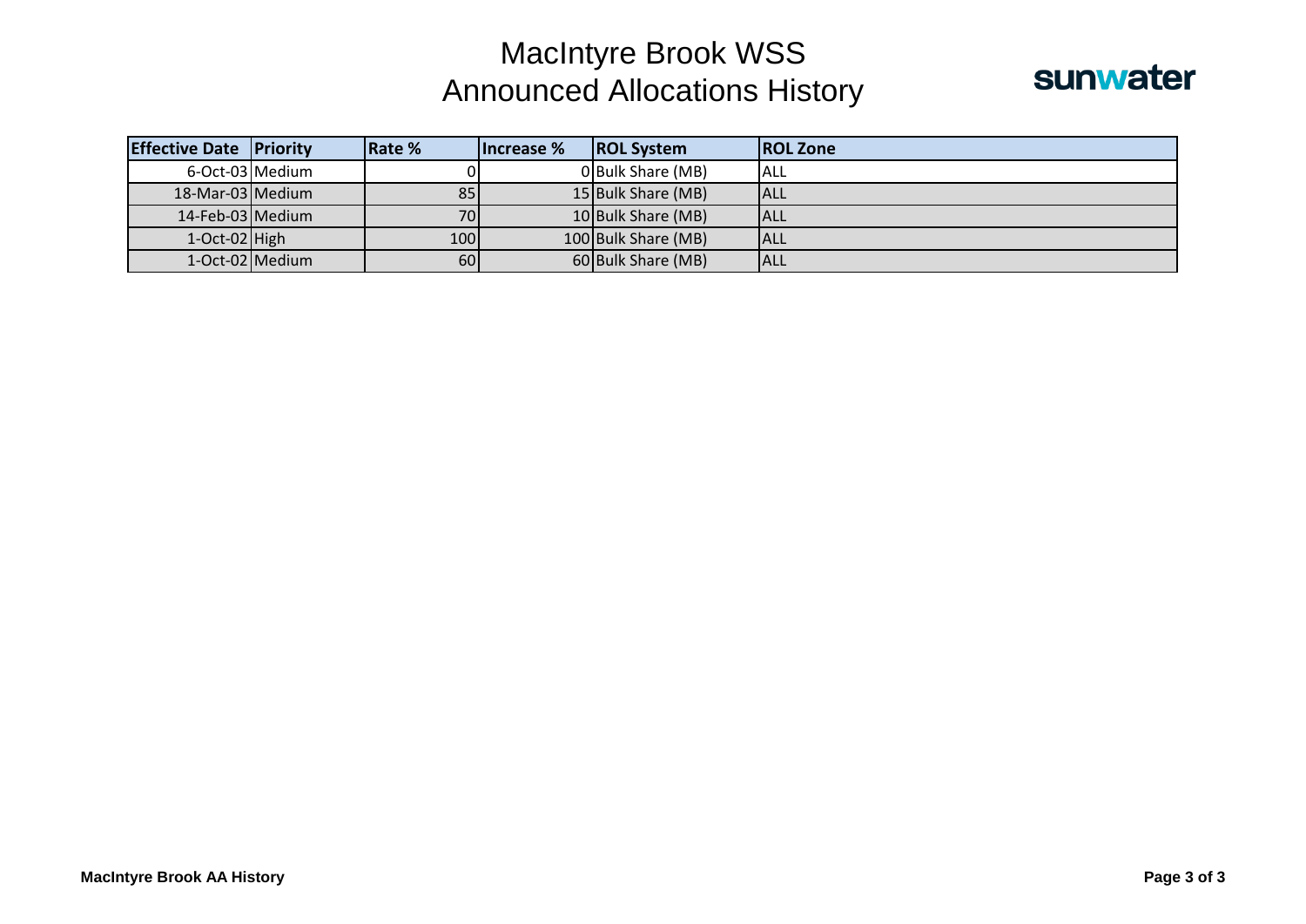# MacIntyre Brook WSS
# Announced Allocations History

sunwater

| Effective Date | Priority | Rate % | Increase % | ROL System | ROL Zone |
|---|---|---|---|---|---|
| 6-Oct-03 | Medium | 0 | 0 | Bulk Share (MB) | ALL |
| 18-Mar-03 | Medium | 85 | 15 | Bulk Share (MB) | ALL |
| 14-Feb-03 | Medium | 70 | 10 | Bulk Share (MB) | ALL |
| 1-Oct-02 | High | 100 | 100 | Bulk Share (MB) | ALL |
| 1-Oct-02 | Medium | 60 | 60 | Bulk Share (MB) | ALL |